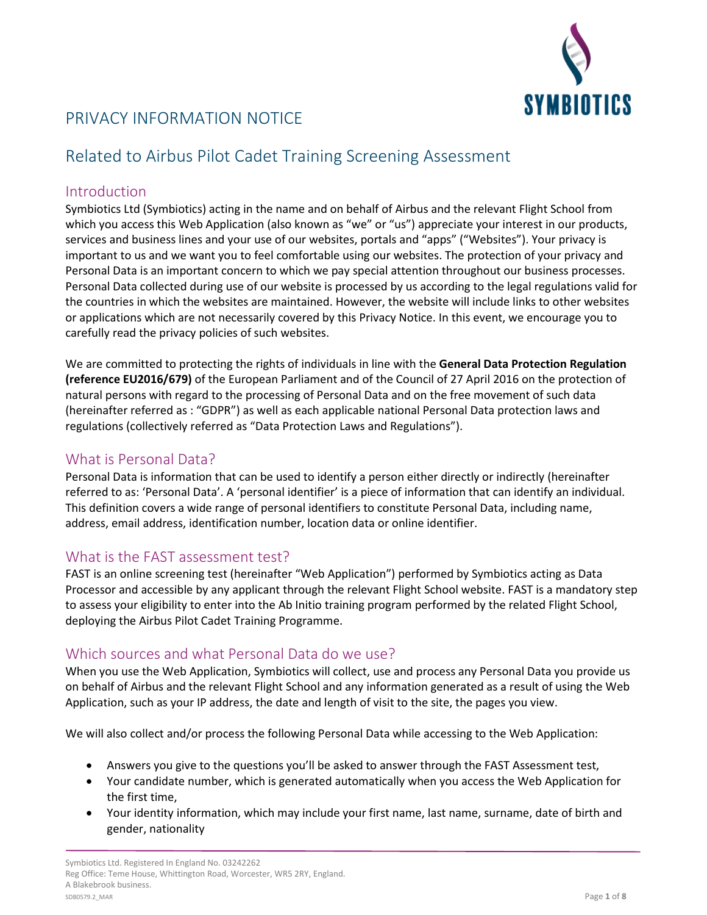# PRIVACY INFORMATION NOTICE

## Related to Airbus Pilot Cadet Training Screening Assessment

### Introduction

Symbiotics Ltd (Symbiotics) acting in the name and on behalf of Airbus and the relevant Flight School from which you access this Web Application (also known as "we" or "us") appreciate your interest in our products, services and business lines and your use of our websites, portals and "apps" ("Websites"). Your privacy is important to us and we want you to feel comfortable using our websites. The protection of your privacy and Personal Data is an important concern to which we pay special attention throughout our business processes. Personal Data collected during use of our website is processed by us according to the legal regulations valid for the countries in which the websites are maintained. However, the website will include links to other websites or applications which are not necessarily covered by this Privacy Notice. In this event, we encourage you to carefully read the privacy policies of such websites.

We are committed to protecting the rights of individuals in line with the **General Data Protection Regulation (reference EU2016/679)** of the European Parliament and of the Council of 27 April 2016 on the protection of natural persons with regard to the processing of Personal Data and on the free movement of such data (hereinafter referred as : "GDPR") as well as each applicable national Personal Data protection laws and regulations (collectively referred as "Data Protection Laws and Regulations").

### What is Personal Data?

Personal Data is information that can be used to identify a person either directly or indirectly (hereinafter referred to as: 'Personal Data'. A 'personal identifier' is a piece of information that can identify an individual. This definition covers a wide range of personal identifiers to constitute Personal Data, including name, address, email address, identification number, location data or online identifier.

### What is the FAST assessment test?

FAST is an online screening test (hereinafter "Web Application") performed by Symbiotics acting as Data Processor and accessible by any applicant through the relevant Flight School website. FAST is a mandatory step to assess your eligibility to enter into the Ab Initio training program performed by the related Flight School, deploying the Airbus Pilot Cadet Training Programme.

### Which sources and what Personal Data do we use?

When you use the Web Application, Symbiotics will collect, use and process any Personal Data you provide us on behalf of Airbus and the relevant Flight School and any information generated as a result of using the Web Application, such as your IP address, the date and length of visit to the site, the pages you view.

We will also collect and/or process the following Personal Data while accessing to the Web Application:

- Answers you give to the questions you'll be asked to answer through the FAST Assessment test,
- Your candidate number, which is generated automatically when you access the Web Application for the first time,
- Your identity information, which may include your first name, last name, surname, date of birth and gender, nationality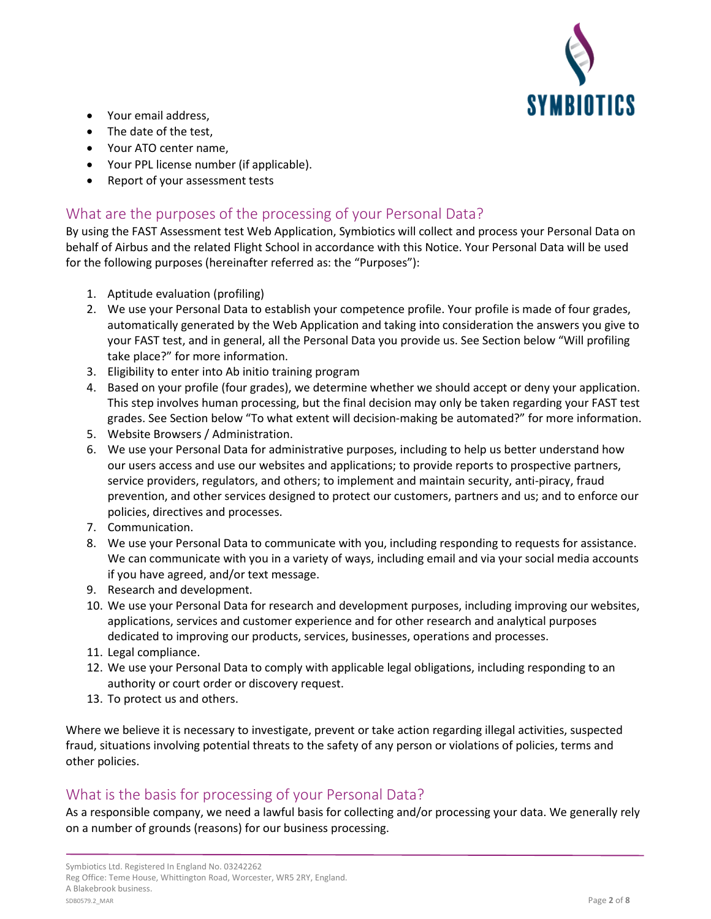- Your email address,
- The date of the test,
- Your ATO center name,
- Your PPL license number (if applicable).
- Report of your assessment tests

## What are the purposes of the processing of your Personal Data?

By using the FAST Assessment test Web Application, Symbiotics will collect and process your Personal Data on behalf of Airbus and the related Flight School in accordance with this Notice. Your Personal Data will be used for the following purposes (hereinafter referred as: the "Purposes"):

1. Aptitude evaluation (profiling)
2. We use your Personal Data to establish your competence profile. Your profile is made of four grades, automatically generated by the Web Application and taking into consideration the answers you give to your FAST test, and in general, all the Personal Data you provide us. See Section below "Will profiling take place?" for more information.
3. Eligibility to enter into Ab initio training program
4. Based on your profile (four grades), we determine whether we should accept or deny your application. This step involves human processing, but the final decision may only be taken regarding your FAST test grades. See Section below "To what extent will decision-making be automated?" for more information.
5. Website Browsers / Administration.
6. We use your Personal Data for administrative purposes, including to help us better understand how our users access and use our websites and applications; to provide reports to prospective partners, service providers, regulators, and others; to implement and maintain security, anti-piracy, fraud prevention, and other services designed to protect our customers, partners and us; and to enforce our policies, directives and processes.
7. Communication.
8. We use your Personal Data to communicate with you, including responding to requests for assistance. We can communicate with you in a variety of ways, including email and via your social media accounts if you have agreed, and/or text message.
9. Research and development.
10. We use your Personal Data for research and development purposes, including improving our websites, applications, services and customer experience and for other research and analytical purposes dedicated to improving our products, services, businesses, operations and processes.
11. Legal compliance.
12. We use your Personal Data to comply with applicable legal obligations, including responding to an authority or court order or discovery request.
13. To protect us and others.

Where we believe it is necessary to investigate, prevent or take action regarding illegal activities, suspected fraud, situations involving potential threats to the safety of any person or violations of policies, terms and other policies.

## What is the basis for processing of your Personal Data?

As a responsible company, we need a lawful basis for collecting and/or processing your data. We generally rely on a number of grounds (reasons) for our business processing.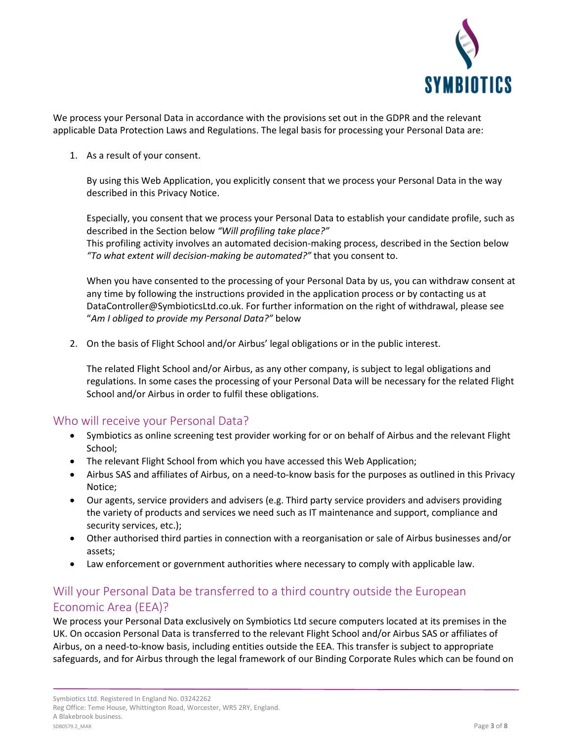We process your Personal Data in accordance with the provisions set out in the GDPR and the relevant applicable Data Protection Laws and Regulations. The legal basis for processing your Personal Data are:

1. As a result of your consent.

   By using this Web Application, you explicitly consent that we process your Personal Data in the way described in this Privacy Notice.

   Especially, you consent that we process your Personal Data to establish your candidate profile, such as described in the Section below *"Will profiling take place?"*
   This profiling activity involves an automated decision-making process, described in the Section below *"To what extent will decision-making be automated?"* that you consent to.

   When you have consented to the processing of your Personal Data by us, you can withdraw consent at any time by following the instructions provided in the application process or by contacting us at DataController@SymbioticsLtd.co.uk. For further information on the right of withdrawal, please see "*Am I obliged to provide my Personal Data?"* below

2. On the basis of Flight School and/or Airbus' legal obligations or in the public interest.

   The related Flight School and/or Airbus, as any other company, is subject to legal obligations and regulations. In some cases the processing of your Personal Data will be necessary for the related Flight School and/or Airbus in order to fulfil these obligations.

## Who will receive your Personal Data?

- Symbiotics as online screening test provider working for or on behalf of Airbus and the relevant Flight School;
- The relevant Flight School from which you have accessed this Web Application;
- Airbus SAS and affiliates of Airbus, on a need-to-know basis for the purposes as outlined in this Privacy Notice;
- Our agents, service providers and advisers (e.g. Third party service providers and advisers providing the variety of products and services we need such as IT maintenance and support, compliance and security services, etc.);
- Other authorised third parties in connection with a reorganisation or sale of Airbus businesses and/or assets;
- Law enforcement or government authorities where necessary to comply with applicable law.

## Will your Personal Data be transferred to a third country outside the European Economic Area (EEA)?

We process your Personal Data exclusively on Symbiotics Ltd secure computers located at its premises in the UK. On occasion Personal Data is transferred to the relevant Flight School and/or Airbus SAS or affiliates of Airbus, on a need-to-know basis, including entities outside the EEA. This transfer is subject to appropriate safeguards, and for Airbus through the legal framework of our Binding Corporate Rules which can be found on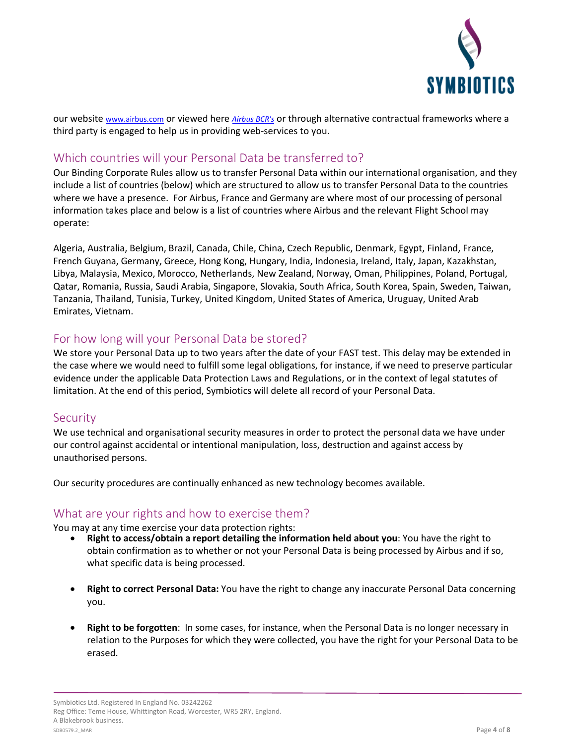our website [www.airbus.com](www.airbus.com) or viewed here [*Airbus BCR's*]() or through alternative contractual frameworks where a third party is engaged to help us in providing web-services to you.

## Which countries will your Personal Data be transferred to?

Our Binding Corporate Rules allow us to transfer Personal Data within our international organisation, and they include a list of countries (below) which are structured to allow us to transfer Personal Data to the countries where we have a presence. For Airbus, France and Germany are where most of our processing of personal information takes place and below is a list of countries where Airbus and the relevant Flight School may operate:

Algeria, Australia, Belgium, Brazil, Canada, Chile, China, Czech Republic, Denmark, Egypt, Finland, France, French Guyana, Germany, Greece, Hong Kong, Hungary, India, Indonesia, Ireland, Italy, Japan, Kazakhstan, Libya, Malaysia, Mexico, Morocco, Netherlands, New Zealand, Norway, Oman, Philippines, Poland, Portugal, Qatar, Romania, Russia, Saudi Arabia, Singapore, Slovakia, South Africa, South Korea, Spain, Sweden, Taiwan, Tanzania, Thailand, Tunisia, Turkey, United Kingdom, United States of America, Uruguay, United Arab Emirates, Vietnam.

## For how long will your Personal Data be stored?

We store your Personal Data up to two years after the date of your FAST test. This delay may be extended in the case where we would need to fulfill some legal obligations, for instance, if we need to preserve particular evidence under the applicable Data Protection Laws and Regulations, or in the context of legal statutes of limitation. At the end of this period, Symbiotics will delete all record of your Personal Data.

## Security

We use technical and organisational security measures in order to protect the personal data we have under our control against accidental or intentional manipulation, loss, destruction and against access by unauthorised persons.

Our security procedures are continually enhanced as new technology becomes available.

## What are your rights and how to exercise them?

You may at any time exercise your data protection rights:

- **Right to access/obtain a report detailing the information held about you**: You have the right to obtain confirmation as to whether or not your Personal Data is being processed by Airbus and if so, what specific data is being processed.

- **Right to correct Personal Data:** You have the right to change any inaccurate Personal Data concerning you.

- **Right to be forgotten**: In some cases, for instance, when the Personal Data is no longer necessary in relation to the Purposes for which they were collected, you have the right for your Personal Data to be erased.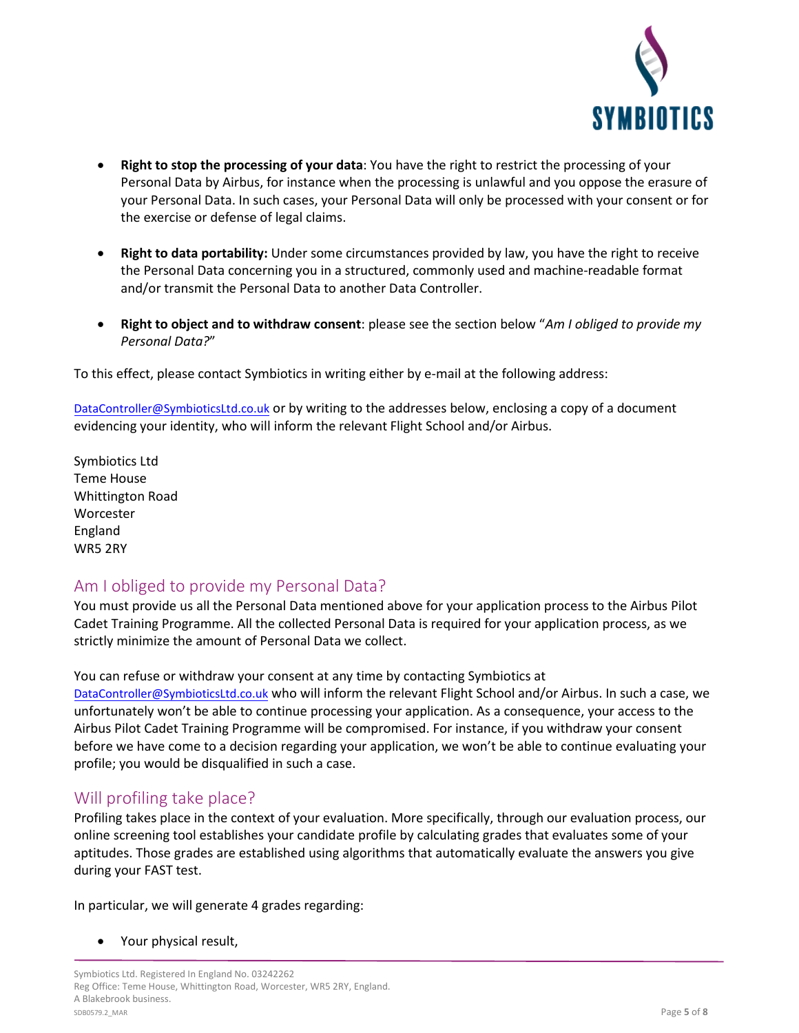- **Right to stop the processing of your data**: You have the right to restrict the processing of your Personal Data by Airbus, for instance when the processing is unlawful and you oppose the erasure of your Personal Data. In such cases, your Personal Data will only be processed with your consent or for the exercise or defense of legal claims.

- **Right to data portability:** Under some circumstances provided by law, you have the right to receive the Personal Data concerning you in a structured, commonly used and machine-readable format and/or transmit the Personal Data to another Data Controller.

- **Right to object and to withdraw consent**: please see the section below "*Am I obliged to provide my Personal Data?*"

To this effect, please contact Symbiotics in writing either by e-mail at the following address:

DataController@SymbioticsLtd.co.uk or by writing to the addresses below, enclosing a copy of a document evidencing your identity, who will inform the relevant Flight School and/or Airbus.

Symbiotics Ltd
Teme House
Whittington Road
Worcester
England
WR5 2RY

## Am I obliged to provide my Personal Data?

You must provide us all the Personal Data mentioned above for your application process to the Airbus Pilot Cadet Training Programme. All the collected Personal Data is required for your application process, as we strictly minimize the amount of Personal Data we collect.

You can refuse or withdraw your consent at any time by contacting Symbiotics at DataController@SymbioticsLtd.co.uk who will inform the relevant Flight School and/or Airbus. In such a case, we unfortunately won't be able to continue processing your application. As a consequence, your access to the Airbus Pilot Cadet Training Programme will be compromised. For instance, if you withdraw your consent before we have come to a decision regarding your application, we won't be able to continue evaluating your profile; you would be disqualified in such a case.

## Will profiling take place?

Profiling takes place in the context of your evaluation. More specifically, through our evaluation process, our online screening tool establishes your candidate profile by calculating grades that evaluates some of your aptitudes. Those grades are established using algorithms that automatically evaluate the answers you give during your FAST test.

In particular, we will generate 4 grades regarding:

- Your physical result,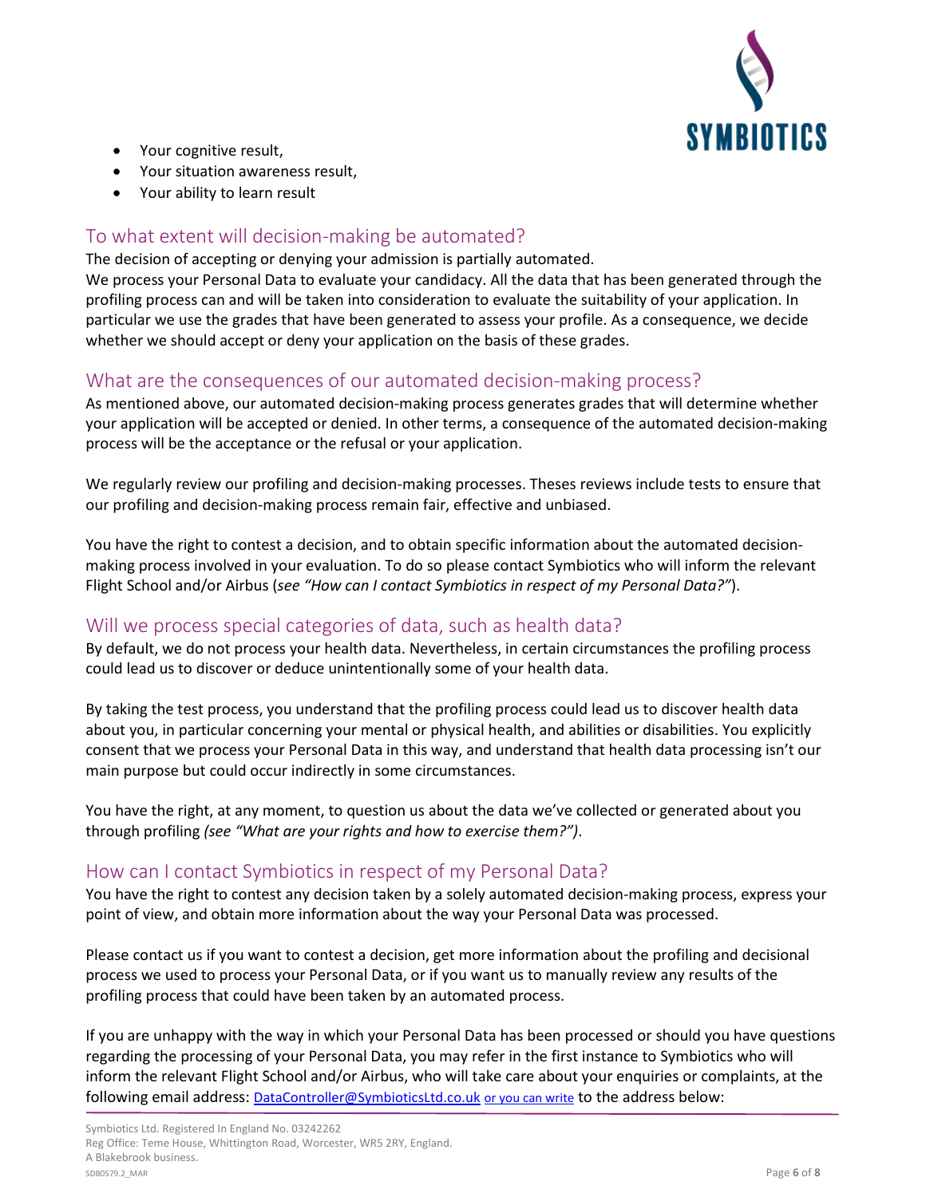- Your cognitive result,
- Your situation awareness result,
- Your ability to learn result

## To what extent will decision-making be automated?

The decision of accepting or denying your admission is partially automated.
We process your Personal Data to evaluate your candidacy. All the data that has been generated through the profiling process can and will be taken into consideration to evaluate the suitability of your application. In particular we use the grades that have been generated to assess your profile. As a consequence, we decide whether we should accept or deny your application on the basis of these grades.

## What are the consequences of our automated decision-making process?

As mentioned above, our automated decision-making process generates grades that will determine whether your application will be accepted or denied. In other terms, a consequence of the automated decision-making process will be the acceptance or the refusal or your application.

We regularly review our profiling and decision-making processes. Theses reviews include tests to ensure that our profiling and decision-making process remain fair, effective and unbiased.

You have the right to contest a decision, and to obtain specific information about the automated decision-making process involved in your evaluation. To do so please contact Symbiotics who will inform the relevant Flight School and/or Airbus (*see "How can I contact Symbiotics in respect of my Personal Data?"*).

## Will we process special categories of data, such as health data?

By default, we do not process your health data. Nevertheless, in certain circumstances the profiling process could lead us to discover or deduce unintentionally some of your health data.

By taking the test process, you understand that the profiling process could lead us to discover health data about you, in particular concerning your mental or physical health, and abilities or disabilities. You explicitly consent that we process your Personal Data in this way, and understand that health data processing isn't our main purpose but could occur indirectly in some circumstances.

You have the right, at any moment, to question us about the data we've collected or generated about you through profiling *(see "What are your rights and how to exercise them?")*.

## How can I contact Symbiotics in respect of my Personal Data?

You have the right to contest any decision taken by a solely automated decision-making process, express your point of view, and obtain more information about the way your Personal Data was processed.

Please contact us if you want to contest a decision, get more information about the profiling and decisional process we used to process your Personal Data, or if you want us to manually review any results of the profiling process that could have been taken by an automated process.

If you are unhappy with the way in which your Personal Data has been processed or should you have questions regarding the processing of your Personal Data, you may refer in the first instance to Symbiotics who will inform the relevant Flight School and/or Airbus, who will take care about your enquiries or complaints, at the following email address: DataController@SymbioticsLtd.co.uk or you can write to the address below:

Symbiotics Ltd. Registered In England No. 03242262
Reg Office: Teme House, Whittington Road, Worcester, WR5 2RY, England.
A Blakebrook business.
SDB0579.2_MAR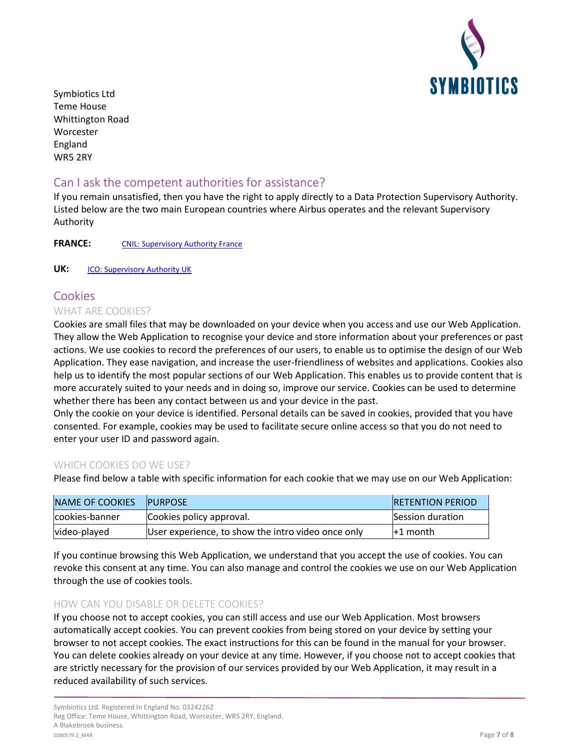Symbiotics Ltd
Teme House
Whittington Road
Worcester
England
WR5 2RY

## Can I ask the competent authorities for assistance?

If you remain unsatisfied, then you have the right to apply directly to a Data Protection Supervisory Authority. Listed below are the two main European countries where Airbus operates and the relevant Supervisory Authority

**FRANCE:** CNIL: Supervisory Authority France

**UK:** ICO: Supervisory Authority UK

## Cookies

### WHAT ARE COOKIES?

Cookies are small files that may be downloaded on your device when you access and use our Web Application. They allow the Web Application to recognise your device and store information about your preferences or past actions. We use cookies to record the preferences of our users, to enable us to optimise the design of our Web Application. They ease navigation, and increase the user-friendliness of websites and applications. Cookies also help us to identify the most popular sections of our Web Application. This enables us to provide content that is more accurately suited to your needs and in doing so, improve our service. Cookies can be used to determine whether there has been any contact between us and your device in the past.
Only the cookie on your device is identified. Personal details can be saved in cookies, provided that you have consented. For example, cookies may be used to facilitate secure online access so that you do not need to enter your user ID and password again.

### WHICH COOKIES DO WE USE?

Please find below a table with specific information for each cookie that we may use on our Web Application:

| NAME OF COOKIES | PURPOSE | RETENTION PERIOD |
| --- | --- | --- |
| cookies-banner | Cookies policy approval. | Session duration |
| video-played | User experience, to show the intro video once only | +1 month |

If you continue browsing this Web Application, we understand that you accept the use of cookies. You can revoke this consent at any time. You can also manage and control the cookies we use on our Web Application through the use of cookies tools.

### HOW CAN YOU DISABLE OR DELETE COOKIES?

If you choose not to accept cookies, you can still access and use our Web Application. Most browsers automatically accept cookies. You can prevent cookies from being stored on your device by setting your browser to not accept cookies. The exact instructions for this can be found in the manual for your browser. You can delete cookies already on your device at any time. However, if you choose not to accept cookies that are strictly necessary for the provision of our services provided by our Web Application, it may result in a reduced availability of such services.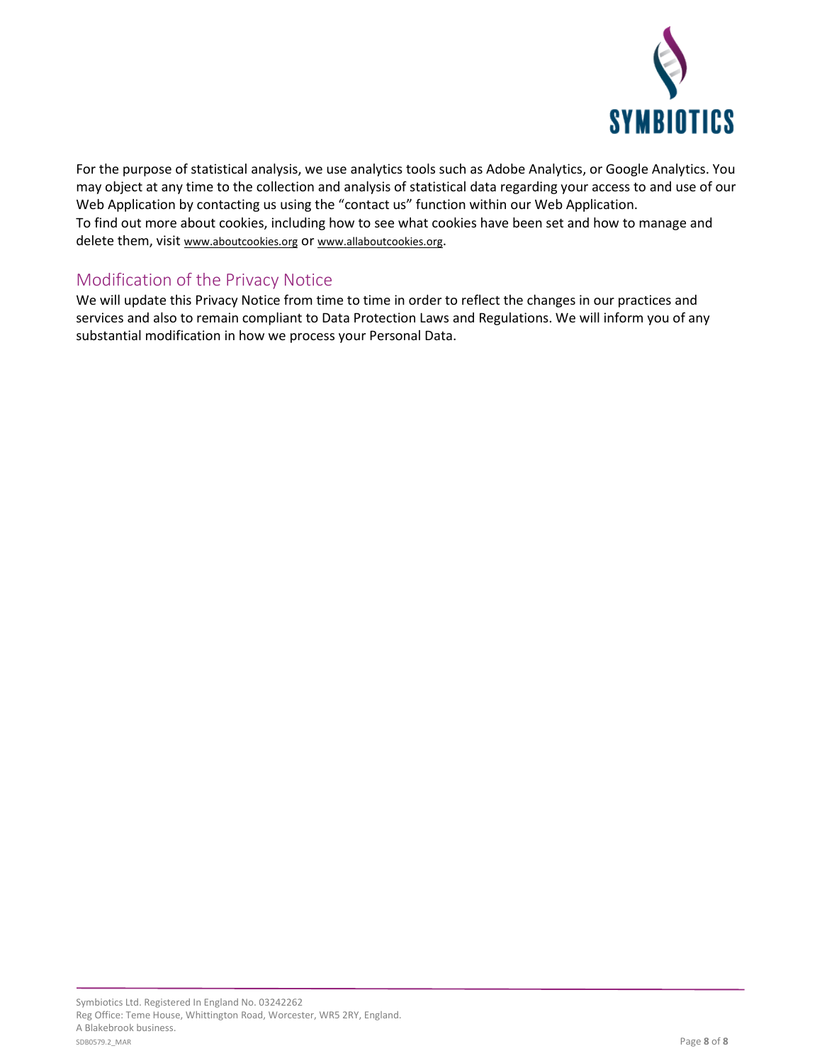For the purpose of statistical analysis, we use analytics tools such as Adobe Analytics, or Google Analytics. You may object at any time to the collection and analysis of statistical data regarding your access to and use of our Web Application by contacting us using the "contact us" function within our Web Application.
To find out more about cookies, including how to see what cookies have been set and how to manage and delete them, visit www.aboutcookies.org or www.allaboutcookies.org.

## Modification of the Privacy Notice

We will update this Privacy Notice from time to time in order to reflect the changes in our practices and services and also to remain compliant to Data Protection Laws and Regulations. We will inform you of any substantial modification in how we process your Personal Data.